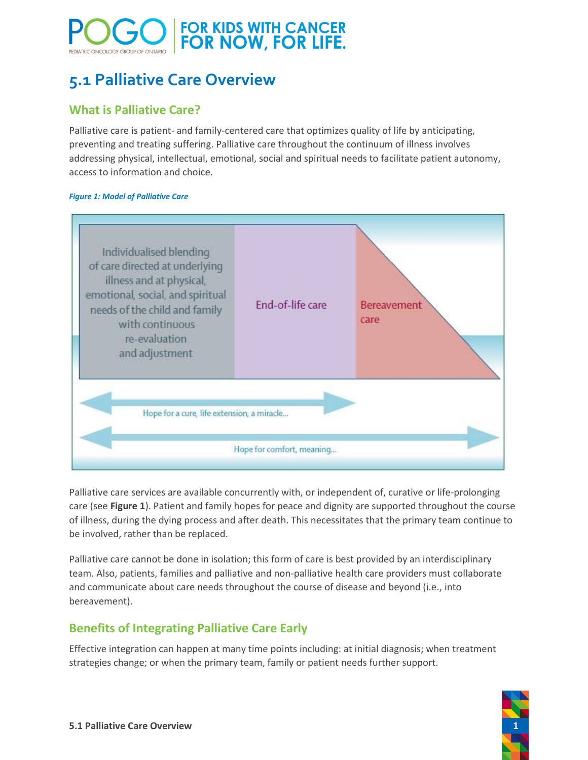# 5.1 Palliative Care Overview

## What is Palliative Care?

Palliative care is patient- and family-centered care that optimizes quality of life by anticipating, preventing and treating suffering. Palliative care throughout the continuum of illness involves addressing physical, intellectual, emotional, social and spiritual needs to facilitate patient autonomy, access to information and choice.

*Figure 1: Model of Palliative Care*

Individualised blending of care directed at underlying illness and at physical, emotional, social, and spiritual needs of the child and family with continuous re-evaluation and adjustment

End-of-life care

Bereavement care

Hope for a cure, life extension, a miracle...

Hope for comfort, meaning...

Palliative care services are available concurrently with, or independent of, curative or life-prolonging care (see **Figure 1**). Patient and family hopes for peace and dignity are supported throughout the course of illness, during the dying process and after death. This necessitates that the primary team continue to be involved, rather than be replaced.

Palliative care cannot be done in isolation; this form of care is best provided by an interdisciplinary team. Also, patients, families and palliative and non-palliative health care providers must collaborate and communicate about care needs throughout the course of disease and beyond (i.e., into bereavement).

## Benefits of Integrating Palliative Care Early

Effective integration can happen at many time points including: at initial diagnosis; when treatment strategies change; or when the primary team, family or patient needs further support.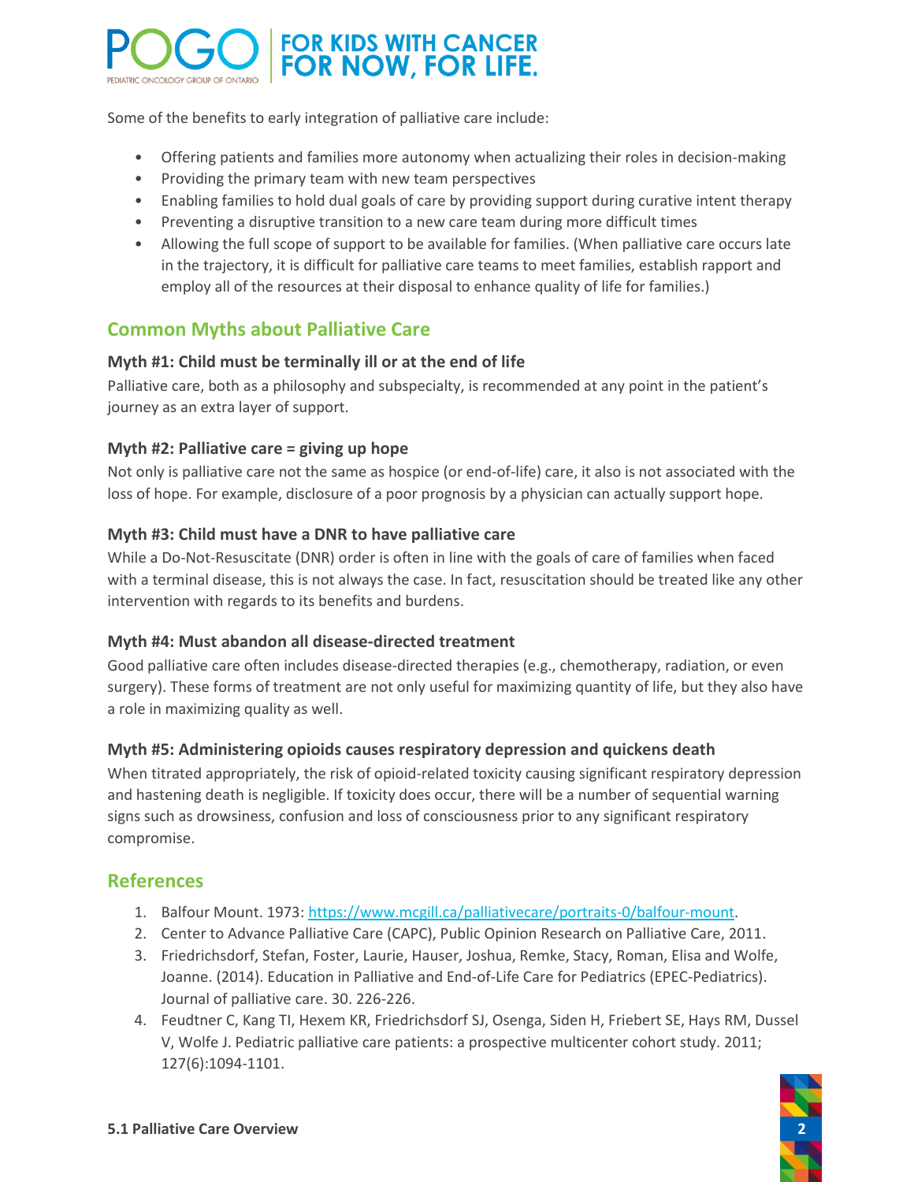Some of the benefits to early integration of palliative care include:

- Offering patients and families more autonomy when actualizing their roles in decision-making
- Providing the primary team with new team perspectives
- Enabling families to hold dual goals of care by providing support during curative intent therapy
- Preventing a disruptive transition to a new care team during more difficult times
- Allowing the full scope of support to be available for families. (When palliative care occurs late in the trajectory, it is difficult for palliative care teams to meet families, establish rapport and employ all of the resources at their disposal to enhance quality of life for families.)

## Common Myths about Palliative Care

### Myth #1: Child must be terminally ill or at the end of life

Palliative care, both as a philosophy and subspecialty, is recommended at any point in the patient's journey as an extra layer of support.

### Myth #2: Palliative care = giving up hope

Not only is palliative care not the same as hospice (or end-of-life) care, it also is not associated with the loss of hope. For example, disclosure of a poor prognosis by a physician can actually support hope.

### Myth #3: Child must have a DNR to have palliative care

While a Do-Not-Resuscitate (DNR) order is often in line with the goals of care of families when faced with a terminal disease, this is not always the case. In fact, resuscitation should be treated like any other intervention with regards to its benefits and burdens.

### Myth #4: Must abandon all disease-directed treatment

Good palliative care often includes disease-directed therapies (e.g., chemotherapy, radiation, or even surgery). These forms of treatment are not only useful for maximizing quantity of life, but they also have a role in maximizing quality as well.

### Myth #5: Administering opioids causes respiratory depression and quickens death

When titrated appropriately, the risk of opioid-related toxicity causing significant respiratory depression and hastening death is negligible. If toxicity does occur, there will be a number of sequential warning signs such as drowsiness, confusion and loss of consciousness prior to any significant respiratory compromise.

## References

1. Balfour Mount. 1973: https://www.mcgill.ca/palliativecare/portraits-0/balfour-mount.
2. Center to Advance Palliative Care (CAPC), Public Opinion Research on Palliative Care, 2011.
3. Friedrichsdorf, Stefan, Foster, Laurie, Hauser, Joshua, Remke, Stacy, Roman, Elisa and Wolfe, Joanne. (2014). Education in Palliative and End-of-Life Care for Pediatrics (EPEC-Pediatrics). Journal of palliative care. 30. 226-226.
4. Feudtner C, Kang TI, Hexem KR, Friedrichsdorf SJ, Osenga, Siden H, Friebert SE, Hays RM, Dussel V, Wolfe J. Pediatric palliative care patients: a prospective multicenter cohort study. 2011; 127(6):1094-1101.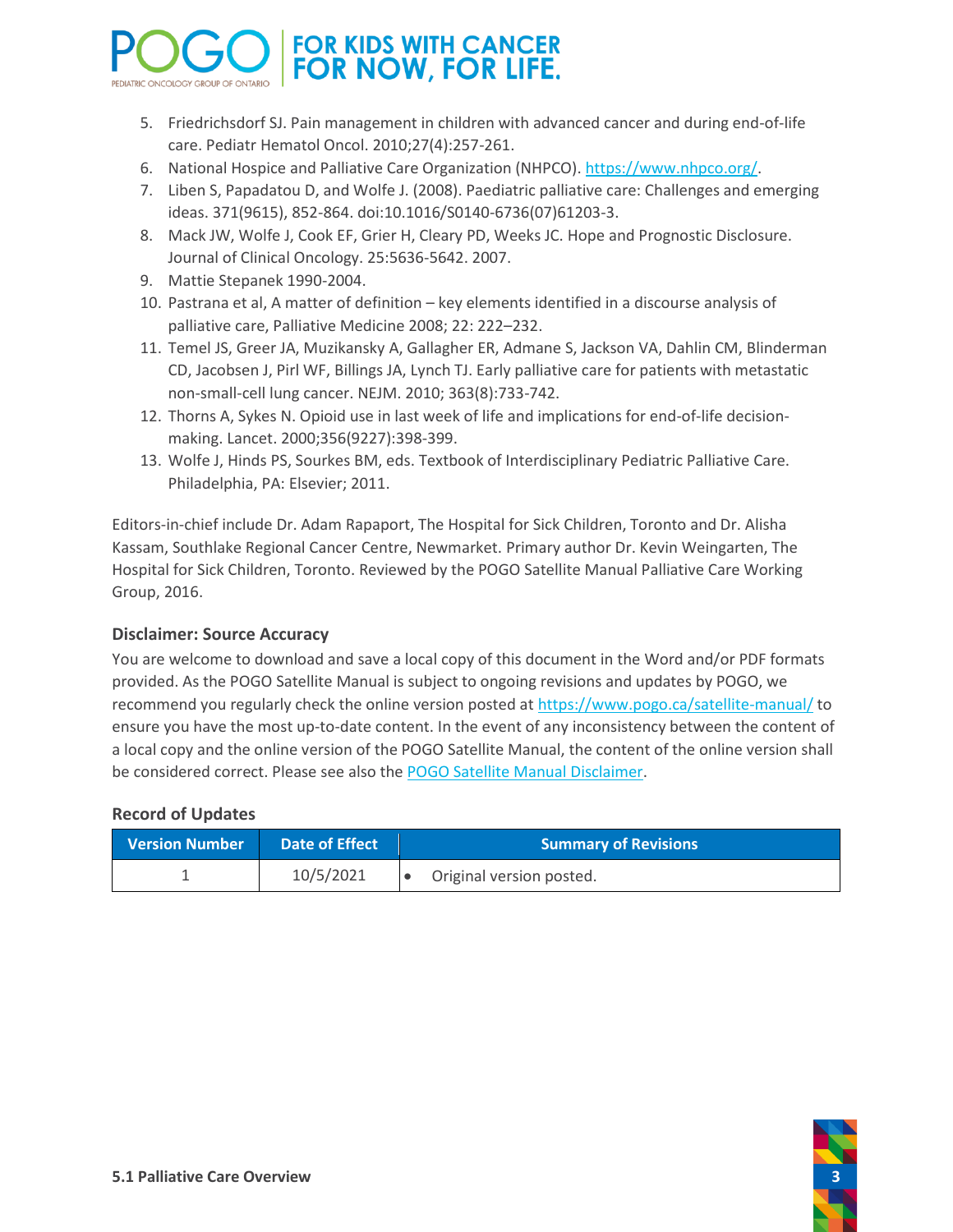5. Friedrichsdorf SJ. Pain management in children with advanced cancer and during end-of-life care. Pediatr Hematol Oncol. 2010;27(4):257-261.
6. National Hospice and Palliative Care Organization (NHPCO). https://www.nhpco.org/.
7. Liben S, Papadatou D, and Wolfe J. (2008). Paediatric palliative care: Challenges and emerging ideas. 371(9615), 852-864. doi:10.1016/S0140-6736(07)61203-3.
8. Mack JW, Wolfe J, Cook EF, Grier H, Cleary PD, Weeks JC. Hope and Prognostic Disclosure. Journal of Clinical Oncology. 25:5636-5642. 2007.
9. Mattie Stepanek 1990-2004.
10. Pastrana et al, A matter of definition – key elements identified in a discourse analysis of palliative care, Palliative Medicine 2008; 22: 222–232.
11. Temel JS, Greer JA, Muzikansky A, Gallagher ER, Admane S, Jackson VA, Dahlin CM, Blinderman CD, Jacobsen J, Pirl WF, Billings JA, Lynch TJ. Early palliative care for patients with metastatic non-small-cell lung cancer. NEJM. 2010; 363(8):733-742.
12. Thorns A, Sykes N. Opioid use in last week of life and implications for end-of-life decision-making. Lancet. 2000;356(9227):398-399.
13. Wolfe J, Hinds PS, Sourkes BM, eds. Textbook of Interdisciplinary Pediatric Palliative Care. Philadelphia, PA: Elsevier; 2011.

Editors-in-chief include Dr. Adam Rapaport, The Hospital for Sick Children, Toronto and Dr. Alisha Kassam, Southlake Regional Cancer Centre, Newmarket. Primary author Dr. Kevin Weingarten, The Hospital for Sick Children, Toronto. Reviewed by the POGO Satellite Manual Palliative Care Working Group, 2016.

### Disclaimer: Source Accuracy

You are welcome to download and save a local copy of this document in the Word and/or PDF formats provided. As the POGO Satellite Manual is subject to ongoing revisions and updates by POGO, we recommend you regularly check the online version posted at https://www.pogo.ca/satellite-manual/ to ensure you have the most up-to-date content. In the event of any inconsistency between the content of a local copy and the online version of the POGO Satellite Manual, the content of the online version shall be considered correct. Please see also the POGO Satellite Manual Disclaimer.

### Record of Updates

| Version Number | Date of Effect | Summary of Revisions |
| --- | --- | --- |
| 1 | 10/5/2021 | • Original version posted. |